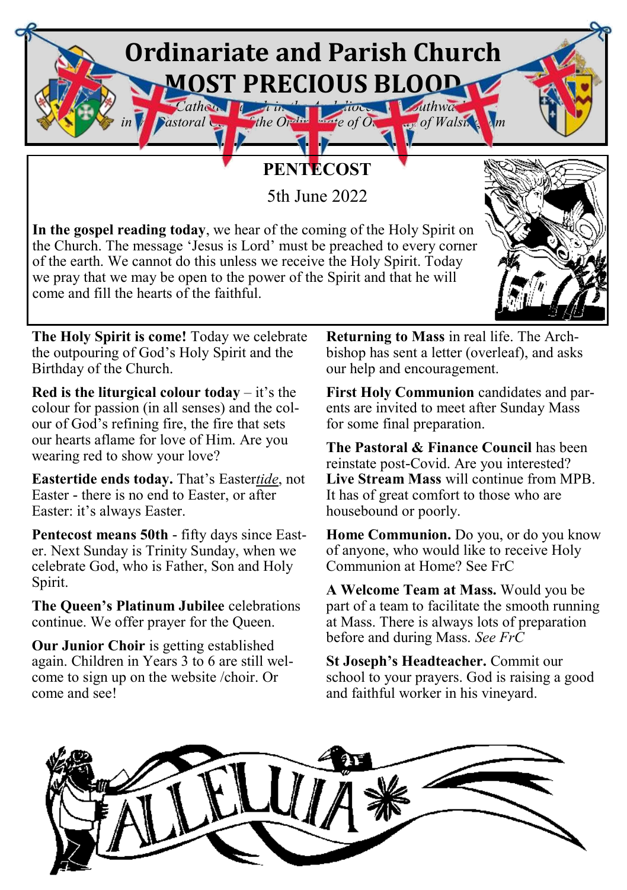# Ordinariate and Parish Church
# MOST PRECIOUS BLOOD

*A Catholic Church in the Archdiocese of Southwark in the Pastoral Care of the Ordinariate of Our Lady of Walsingham*

## PENTECOST

5th June 2022

**In the gospel reading today**, we hear of the coming of the Holy Spirit on the Church. The message 'Jesus is Lord' must be preached to every corner of the earth. We cannot do this unless we receive the Holy Spirit. Today we pray that we may be open to the power of the Spirit and that he will come and fill the hearts of the faithful.

**The Holy Spirit is come!** Today we celebrate the outpouring of God's Holy Spirit and the Birthday of the Church.

**Red is the liturgical colour today** – it's the colour for passion (in all senses) and the colour of God's refining fire, the fire that sets our hearts aflame for love of Him. Are you wearing red to show your love?

**Eastertide ends today.** That's Easter*tide*, not Easter - there is no end to Easter, or after Easter: it's always Easter.

**Pentecost means 50th** - fifty days since Easter. Next Sunday is Trinity Sunday, when we celebrate God, who is Father, Son and Holy Spirit.

**The Queen's Platinum Jubilee** celebrations continue. We offer prayer for the Queen.

**Our Junior Choir** is getting established again. Children in Years 3 to 6 are still welcome to sign up on the website /choir. Or come and see!

**Returning to Mass** in real life. The Archbishop has sent a letter (overleaf), and asks our help and encouragement.

**First Holy Communion** candidates and parents are invited to meet after Sunday Mass for some final preparation.

**The Pastoral & Finance Council** has been reinstate post-Covid. Are you interested?

**Live Stream Mass** will continue from MPB. It has of great comfort to those who are housebound or poorly.

**Home Communion.** Do you, or do you know of anyone, who would like to receive Holy Communion at Home? See FrC

**A Welcome Team at Mass.** Would you be part of a team to facilitate the smooth running at Mass. There is always lots of preparation before and during Mass. *See FrC*

**St Joseph's Headteacher.** Commit our school to your prayers. God is raising a good and faithful worker in his vineyard.

ALLELUIA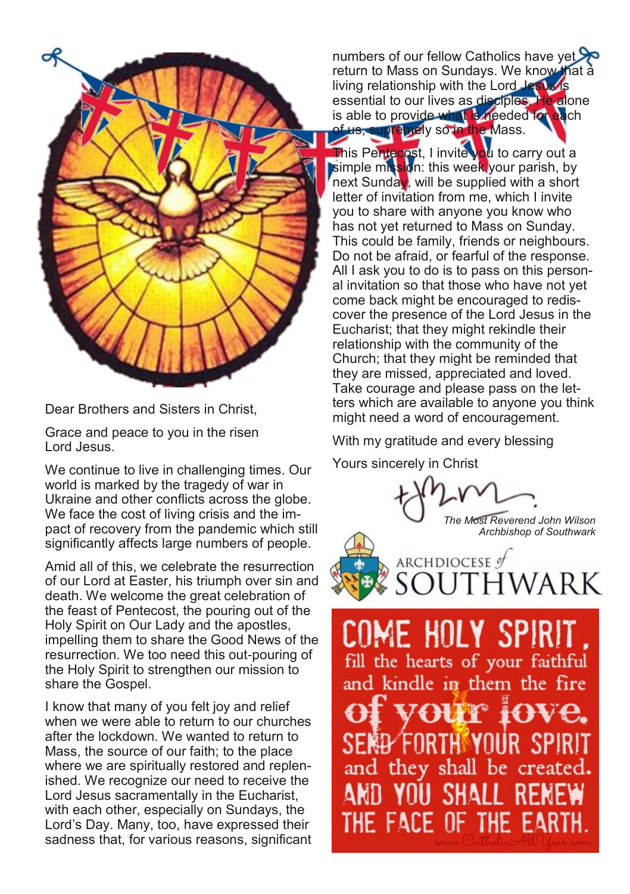Dear Brothers and Sisters in Christ,

Grace and peace to you in the risen Lord Jesus.

We continue to live in challenging times. Our world is marked by the tragedy of war in Ukraine and other conflicts across the globe. We face the cost of living crisis and the impact of recovery from the pandemic which still significantly affects large numbers of people.

Amid all of this, we celebrate the resurrection of our Lord at Easter, his triumph over sin and death. We welcome the great celebration of the feast of Pentecost, the pouring out of the Holy Spirit on Our Lady and the apostles, impelling them to share the Good News of the resurrection. We too need this out-pouring of the Holy Spirit to strengthen our mission to share the Gospel.

I know that many of you felt joy and relief when we were able to return to our churches after the lockdown. We wanted to return to Mass, the source of our faith; to the place where we are spiritually restored and replenished. We recognize our need to receive the Lord Jesus sacramentally in the Eucharist, with each other, especially on Sundays, the Lord's Day. Many, too, have expressed their sadness that, for various reasons, significant numbers of our fellow Catholics have yet to return to Mass on Sundays. We know that a living relationship with the Lord Jesus is essential to our lives as disciples. He alone is able to provide what is needed for each of us, supremely so in the Mass.

This Pentecost, I invite you to carry out a simple mission: this week your parish, by next Sunday, will be supplied with a short letter of invitation from me, which I invite you to share with anyone you know who has not yet returned to Mass on Sunday. This could be family, friends or neighbours. Do not be afraid, or fearful of the response. All I ask you to do is to pass on this personal invitation so that those who have not yet come back might be encouraged to rediscover the presence of the Lord Jesus in the Eucharist; that they might rekindle their relationship with the community of the Church; that they might be reminded that they are missed, appreciated and loved. Take courage and please pass on the letters which are available to anyone you think might need a word of encouragement.

With my gratitude and every blessing

Yours sincerely in Christ

*The Most Reverend John Wilson*
*Archbishop of Southwark*

ARCHDIOCESE of SOUTHWARK

COME HOLY SPIRIT, fill the hearts of your faithful and kindle in them the fire of your love. SEND FORTH YOUR SPIRIT and they shall be created. AND YOU SHALL RENEW THE FACE OF THE EARTH.

www.CatholicAllYear.com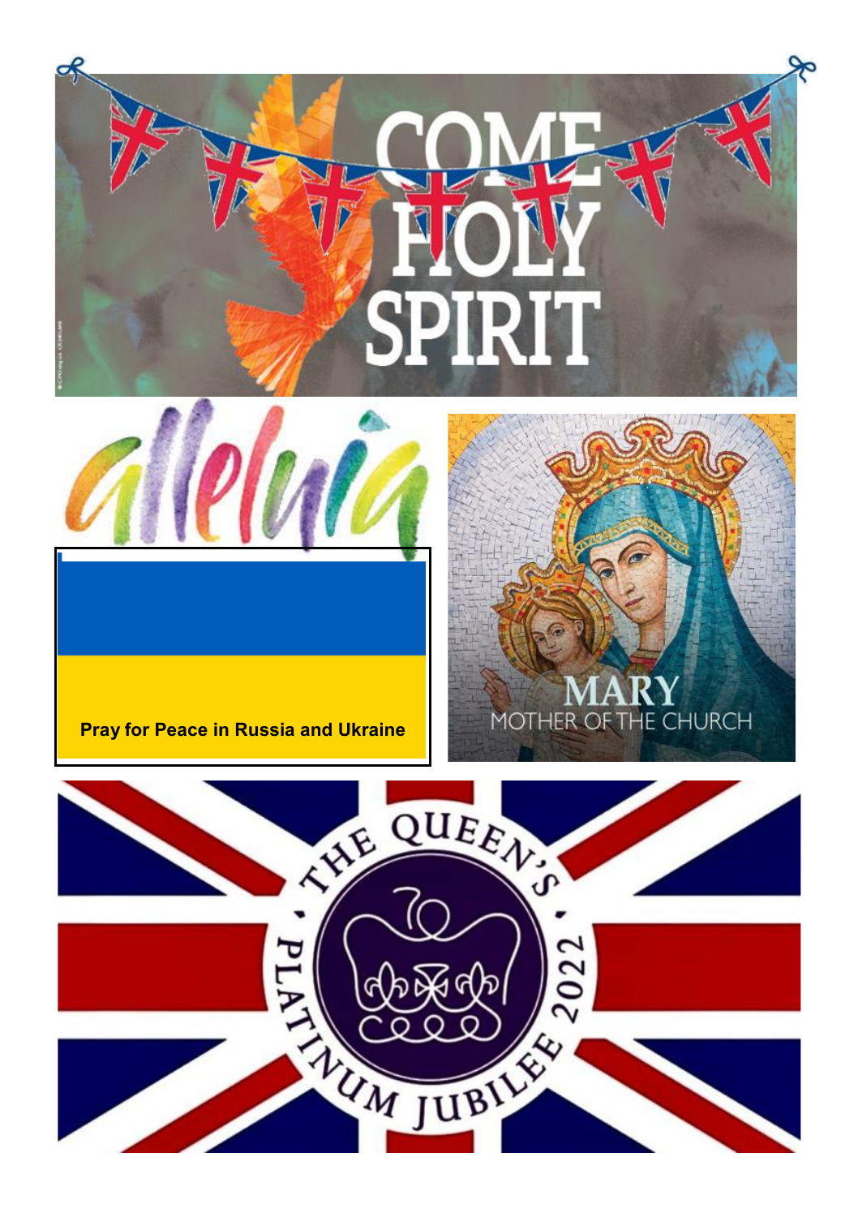COME HOLY SPIRIT

alleluia

**Pray for Peace in Russia and Ukraine**

MARY
MOTHER OF THE CHURCH

THE QUEEN'S PLATINUM JUBILEE 2022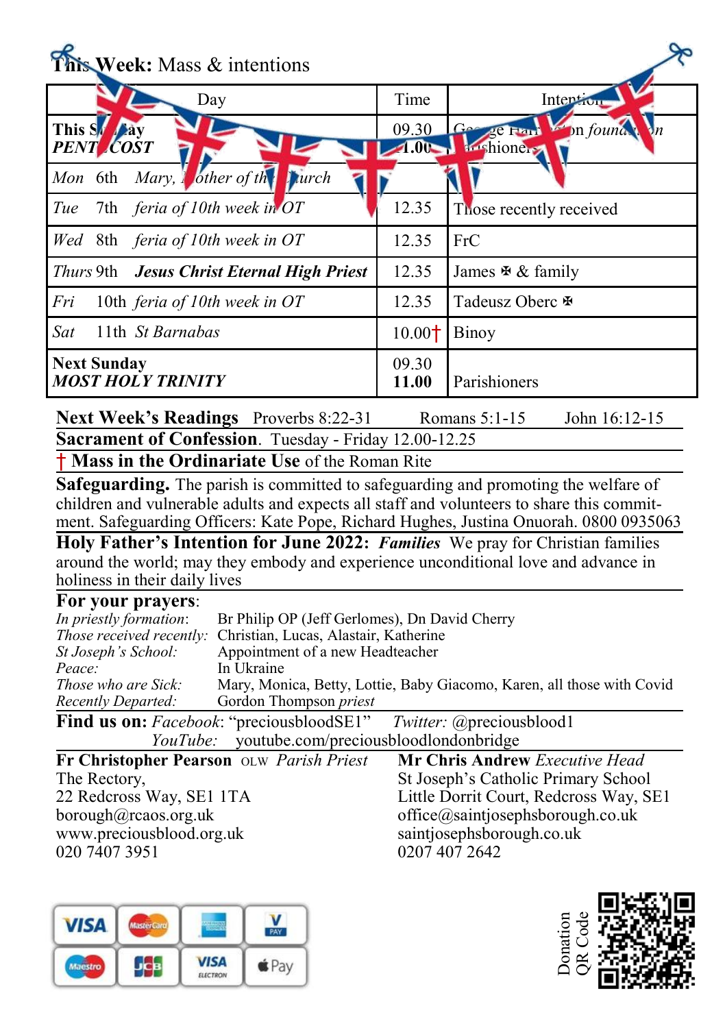## **This Week:** Mass & intentions

| Day | Time | Intention |
|---|---|---|
| **This Sunday** ***PENTECOST*** | 09.30 **11.00** | George Harrington *foundation* Parishioners |
| *Mon 6th Mary, Mother of the Church* | | |
| *Tue 7th feria of 10th week in OT* | 12.35 | Those recently received |
| *Wed 8th feria of 10th week in OT* | 12.35 | FrC |
| *Thurs 9th* ***Jesus Christ Eternal High Priest*** | 12.35 | James ✠ & family |
| *Fri 10th feria of 10th week in OT* | 12.35 | Tadeusz Oberc ✠ |
| *Sat 11th St Barnabas* | 10.00† | Binoy |
| **Next Sunday** ***MOST HOLY TRINITY*** | 09.30 **11.00** | Parishioners |

**Next Week's Readings** Proverbs 8:22-31 Romans 5:1-15 John 16:12-15

**Sacrament of Confession**. Tuesday - Friday 12.00-12.25

† **Mass in the Ordinariate Use** of the Roman Rite

**Safeguarding.** The parish is committed to safeguarding and promoting the welfare of children and vulnerable adults and expects all staff and volunteers to share this commitment. Safeguarding Officers: Kate Pope, Richard Hughes, Justina Onuorah. 0800 0935063

**Holy Father's Intention for June 2022:** ***Families*** We pray for Christian families around the world; may they embody and experience unconditional love and advance in holiness in their daily lives

**For your prayers**:

*In priestly formation*: Br Philip OP (Jeff Gerlomes), Dn David Cherry
*Those received recently:* Christian, Lucas, Alastair, Katherine
*St Joseph's School:* Appointment of a new Headteacher
*Peace:* In Ukraine
*Those who are Sick:* Mary, Monica, Betty, Lottie, Baby Giacomo, Karen, all those with Covid
*Recently Departed:* Gordon Thompson *priest*

**Find us on:** *Facebook*: "preciousbloodSE1" *Twitter:* @preciousblood1
*YouTube:* youtube.com/preciousbloodlondonbridge

**Fr Christopher Pearson** OLW *Parish Priest*
The Rectory,
22 Redcross Way, SE1 1TA
borough@rcaos.org.uk
www.preciousblood.org.uk
020 7407 3951

**Mr Chris Andrew** *Executive Head*
St Joseph's Catholic Primary School
Little Dorrit Court, Redcross Way, SE1
office@saintjosephsborough.co.uk
saintjosephsborough.co.uk
0207 407 2642

Donation QR Code